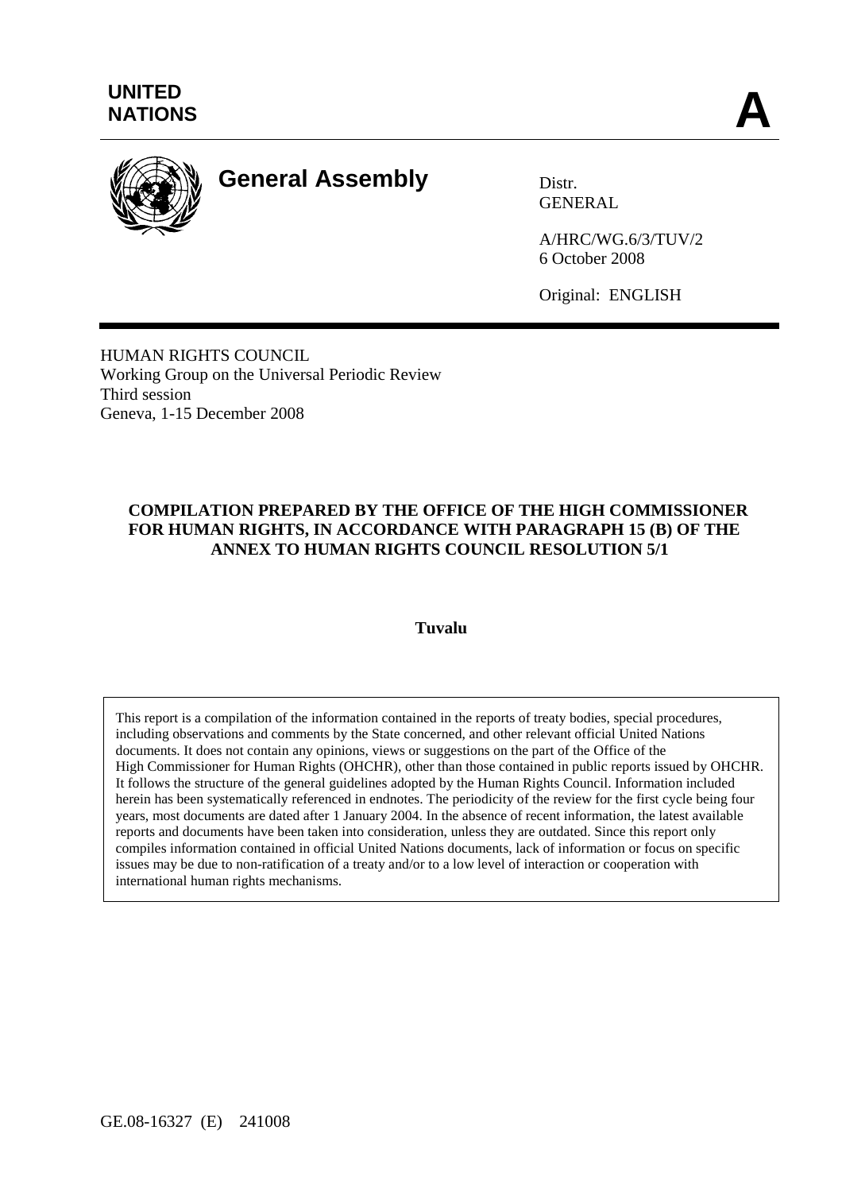UNITED NATIONS

**A**

# General Assembly

Distr.
GENERAL

A/HRC/WG.6/3/TUV/2
6 October 2008

Original: ENGLISH

HUMAN RIGHTS COUNCIL
Working Group on the Universal Periodic Review
Third session
Geneva, 1-15 December 2008

**COMPILATION PREPARED BY THE OFFICE OF THE HIGH COMMISSIONER FOR HUMAN RIGHTS, IN ACCORDANCE WITH PARAGRAPH 15 (B) OF THE ANNEX TO HUMAN RIGHTS COUNCIL RESOLUTION 5/1**

**Tuvalu**

This report is a compilation of the information contained in the reports of treaty bodies, special procedures, including observations and comments by the State concerned, and other relevant official United Nations documents. It does not contain any opinions, views or suggestions on the part of the Office of the High Commissioner for Human Rights (OHCHR), other than those contained in public reports issued by OHCHR. It follows the structure of the general guidelines adopted by the Human Rights Council. Information included herein has been systematically referenced in endnotes. The periodicity of the review for the first cycle being four years, most documents are dated after 1 January 2004. In the absence of recent information, the latest available reports and documents have been taken into consideration, unless they are outdated. Since this report only compiles information contained in official United Nations documents, lack of information or focus on specific issues may be due to non-ratification of a treaty and/or to a low level of interaction or cooperation with international human rights mechanisms.

GE.08-16327 (E) 241008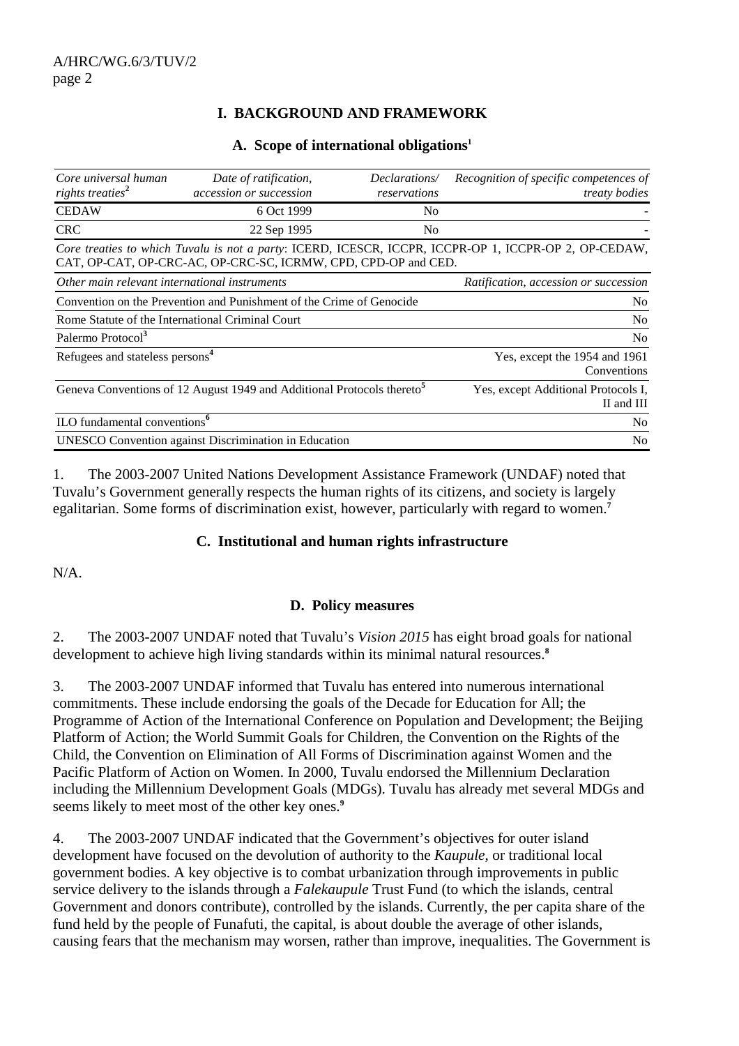## I. BACKGROUND AND FRAMEWORK

### A. Scope of international obligations[1]

| *Core universal human rights treaties*[2] | *Date of ratification, accession or succession* | *Declarations/ reservations* | *Recognition of specific competences of treaty bodies* |
|---|---|---|---|
| CEDAW | 6 Oct 1999 | No | - |
| CRC | 22 Sep 1995 | No | - |
| *Core treaties to which Tuvalu is not a party*: ICERD, ICESCR, ICCPR, ICCPR-OP 1, ICCPR-OP 2, OP-CEDAW, CAT, OP-CAT, OP-CRC-AC, OP-CRC-SC, ICRMW, CPD, CPD-OP and CED. | | | |

| *Other main relevant international instruments* | *Ratification, accession or succession* |
|---|---|
| Convention on the Prevention and Punishment of the Crime of Genocide | No |
| Rome Statute of the International Criminal Court | No |
| Palermo Protocol[3] | No |
| Refugees and stateless persons[4] | Yes, except the 1954 and 1961 Conventions |
| Geneva Conventions of 12 August 1949 and Additional Protocols thereto[5] | Yes, except Additional Protocols I, II and III |
| ILO fundamental conventions[6] | No |
| UNESCO Convention against Discrimination in Education | No |

1. The 2003-2007 United Nations Development Assistance Framework (UNDAF) noted that Tuvalu's Government generally respects the human rights of its citizens, and society is largely egalitarian. Some forms of discrimination exist, however, particularly with regard to women.[7]

### C. Institutional and human rights infrastructure

N/A.

### D. Policy measures

2. The 2003-2007 UNDAF noted that Tuvalu's *Vision 2015* has eight broad goals for national development to achieve high living standards within its minimal natural resources.[8]

3. The 2003-2007 UNDAF informed that Tuvalu has entered into numerous international commitments. These include endorsing the goals of the Decade for Education for All; the Programme of Action of the International Conference on Population and Development; the Beijing Platform of Action; the World Summit Goals for Children, the Convention on the Rights of the Child, the Convention on Elimination of All Forms of Discrimination against Women and the Pacific Platform of Action on Women. In 2000, Tuvalu endorsed the Millennium Declaration including the Millennium Development Goals (MDGs). Tuvalu has already met several MDGs and seems likely to meet most of the other key ones.[9]

4. The 2003-2007 UNDAF indicated that the Government's objectives for outer island development have focused on the devolution of authority to the *Kaupule*, or traditional local government bodies. A key objective is to combat urbanization through improvements in public service delivery to the islands through a *Falekaupule* Trust Fund (to which the islands, central Government and donors contribute), controlled by the islands. Currently, the per capita share of the fund held by the people of Funafuti, the capital, is about double the average of other islands, causing fears that the mechanism may worsen, rather than improve, inequalities. The Government is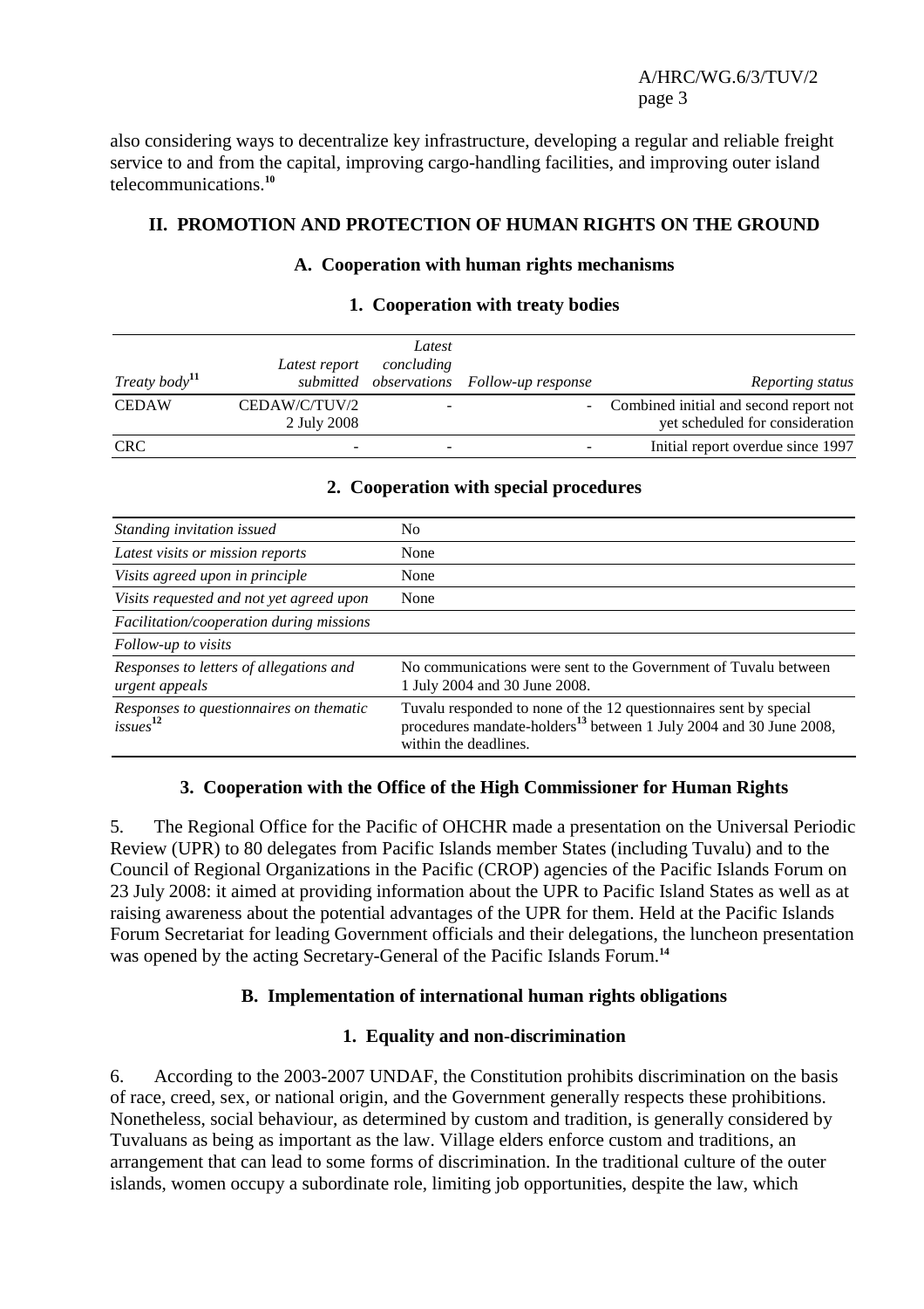also considering ways to decentralize key infrastructure, developing a regular and reliable freight service to and from the capital, improving cargo-handling facilities, and improving outer island telecommunications.[10]

## II. PROMOTION AND PROTECTION OF HUMAN RIGHTS ON THE GROUND

### A. Cooperation with human rights mechanisms

#### 1. Cooperation with treaty bodies

| *Treaty body*[11] | *Latest report submitted* | *Latest concluding observations* | *Follow-up response* | *Reporting status* |
|---|---|---|---|---|
| CEDAW | CEDAW/C/TUV/2 2 July 2008 | - | - | Combined initial and second report not yet scheduled for consideration |
| CRC | - | - | - | Initial report overdue since 1997 |

#### 2. Cooperation with special procedures

| | |
|---|---|
| *Standing invitation issued* | No |
| *Latest visits or mission reports* | None |
| *Visits agreed upon in principle* | None |
| *Visits requested and not yet agreed upon* | None |
| *Facilitation/cooperation during missions* | |
| *Follow-up to visits* | |
| *Responses to letters of allegations and urgent appeals* | No communications were sent to the Government of Tuvalu between 1 July 2004 and 30 June 2008. |
| *Responses to questionnaires on thematic issues*[12] | Tuvalu responded to none of the 12 questionnaires sent by special procedures mandate-holders[13] between 1 July 2004 and 30 June 2008, within the deadlines. |

#### 3. Cooperation with the Office of the High Commissioner for Human Rights

5. The Regional Office for the Pacific of OHCHR made a presentation on the Universal Periodic Review (UPR) to 80 delegates from Pacific Islands member States (including Tuvalu) and to the Council of Regional Organizations in the Pacific (CROP) agencies of the Pacific Islands Forum on 23 July 2008: it aimed at providing information about the UPR to Pacific Island States as well as at raising awareness about the potential advantages of the UPR for them. Held at the Pacific Islands Forum Secretariat for leading Government officials and their delegations, the luncheon presentation was opened by the acting Secretary-General of the Pacific Islands Forum.[14]

### B. Implementation of international human rights obligations

#### 1. Equality and non-discrimination

6. According to the 2003-2007 UNDAF, the Constitution prohibits discrimination on the basis of race, creed, sex, or national origin, and the Government generally respects these prohibitions. Nonetheless, social behaviour, as determined by custom and tradition, is generally considered by Tuvaluans as being as important as the law. Village elders enforce custom and traditions, an arrangement that can lead to some forms of discrimination. In the traditional culture of the outer islands, women occupy a subordinate role, limiting job opportunities, despite the law, which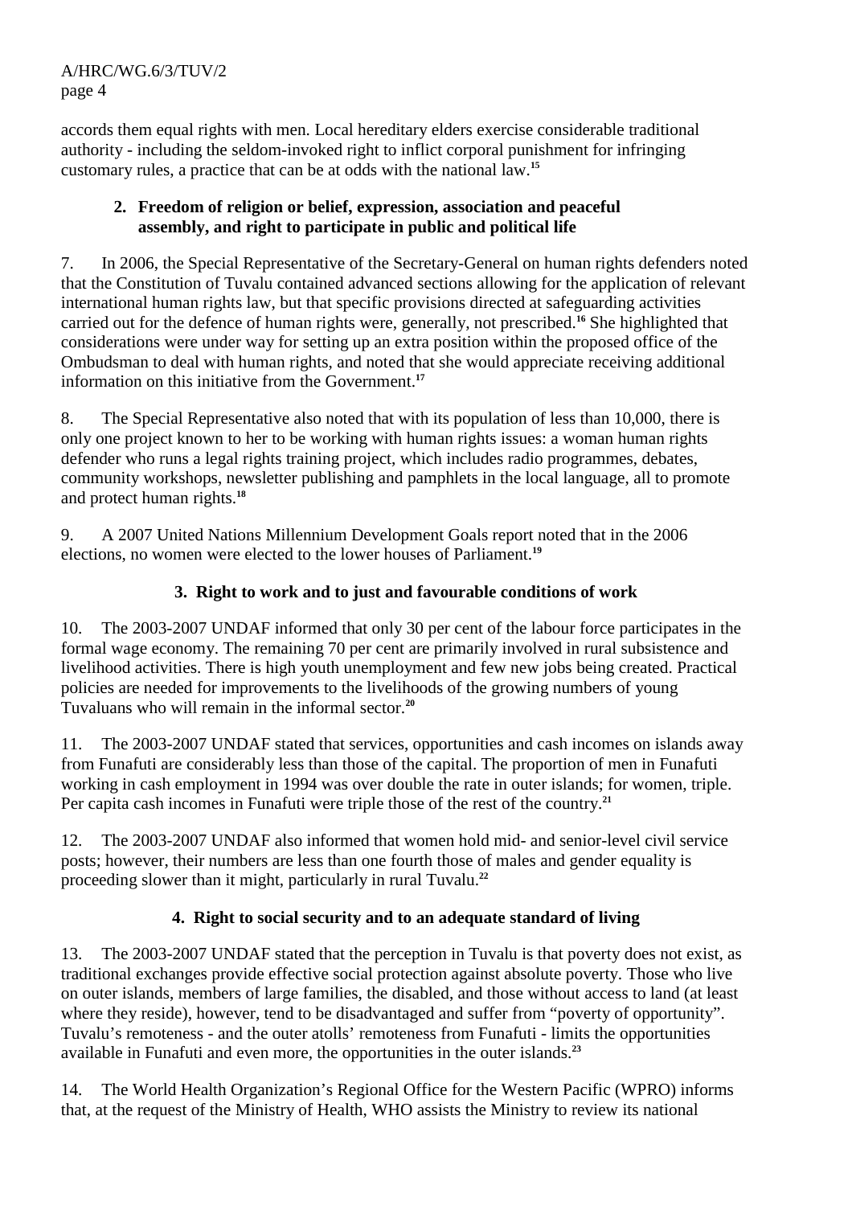accords them equal rights with men. Local hereditary elders exercise considerable traditional authority - including the seldom-invoked right to inflict corporal punishment for infringing customary rules, a practice that can be at odds with the national law.[15]

### 2. Freedom of religion or belief, expression, association and peaceful assembly, and right to participate in public and political life

7. In 2006, the Special Representative of the Secretary-General on human rights defenders noted that the Constitution of Tuvalu contained advanced sections allowing for the application of relevant international human rights law, but that specific provisions directed at safeguarding activities carried out for the defence of human rights were, generally, not prescribed.[16] She highlighted that considerations were under way for setting up an extra position within the proposed office of the Ombudsman to deal with human rights, and noted that she would appreciate receiving additional information on this initiative from the Government.[17]

8. The Special Representative also noted that with its population of less than 10,000, there is only one project known to her to be working with human rights issues: a woman human rights defender who runs a legal rights training project, which includes radio programmes, debates, community workshops, newsletter publishing and pamphlets in the local language, all to promote and protect human rights.[18]

9. A 2007 United Nations Millennium Development Goals report noted that in the 2006 elections, no women were elected to the lower houses of Parliament.[19]

### 3. Right to work and to just and favourable conditions of work

10. The 2003-2007 UNDAF informed that only 30 per cent of the labour force participates in the formal wage economy. The remaining 70 per cent are primarily involved in rural subsistence and livelihood activities. There is high youth unemployment and few new jobs being created. Practical policies are needed for improvements to the livelihoods of the growing numbers of young Tuvaluans who will remain in the informal sector.[20]

11. The 2003-2007 UNDAF stated that services, opportunities and cash incomes on islands away from Funafuti are considerably less than those of the capital. The proportion of men in Funafuti working in cash employment in 1994 was over double the rate in outer islands; for women, triple. Per capita cash incomes in Funafuti were triple those of the rest of the country.[21]

12. The 2003-2007 UNDAF also informed that women hold mid- and senior-level civil service posts; however, their numbers are less than one fourth those of males and gender equality is proceeding slower than it might, particularly in rural Tuvalu.[22]

### 4. Right to social security and to an adequate standard of living

13. The 2003-2007 UNDAF stated that the perception in Tuvalu is that poverty does not exist, as traditional exchanges provide effective social protection against absolute poverty. Those who live on outer islands, members of large families, the disabled, and those without access to land (at least where they reside), however, tend to be disadvantaged and suffer from "poverty of opportunity". Tuvalu's remoteness - and the outer atolls' remoteness from Funafuti - limits the opportunities available in Funafuti and even more, the opportunities in the outer islands.[23]

14. The World Health Organization's Regional Office for the Western Pacific (WPRO) informs that, at the request of the Ministry of Health, WHO assists the Ministry to review its national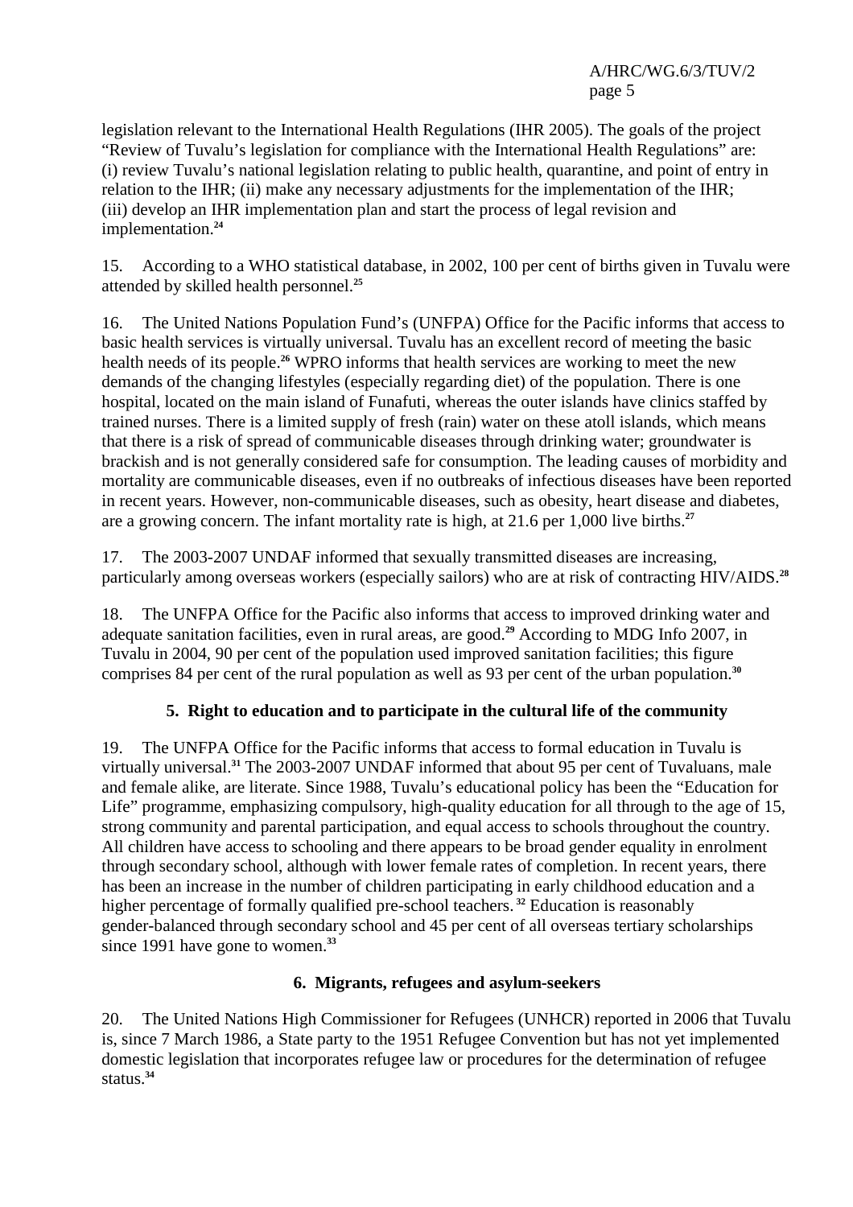legislation relevant to the International Health Regulations (IHR 2005). The goals of the project "Review of Tuvalu's legislation for compliance with the International Health Regulations" are: (i) review Tuvalu's national legislation relating to public health, quarantine, and point of entry in relation to the IHR; (ii) make any necessary adjustments for the implementation of the IHR; (iii) develop an IHR implementation plan and start the process of legal revision and implementation.[24]

15. According to a WHO statistical database, in 2002, 100 per cent of births given in Tuvalu were attended by skilled health personnel.[25]

16. The United Nations Population Fund's (UNFPA) Office for the Pacific informs that access to basic health services is virtually universal. Tuvalu has an excellent record of meeting the basic health needs of its people.[26] WPRO informs that health services are working to meet the new demands of the changing lifestyles (especially regarding diet) of the population. There is one hospital, located on the main island of Funafuti, whereas the outer islands have clinics staffed by trained nurses. There is a limited supply of fresh (rain) water on these atoll islands, which means that there is a risk of spread of communicable diseases through drinking water; groundwater is brackish and is not generally considered safe for consumption. The leading causes of morbidity and mortality are communicable diseases, even if no outbreaks of infectious diseases have been reported in recent years. However, non-communicable diseases, such as obesity, heart disease and diabetes, are a growing concern. The infant mortality rate is high, at 21.6 per 1,000 live births.[27]

17. The 2003-2007 UNDAF informed that sexually transmitted diseases are increasing, particularly among overseas workers (especially sailors) who are at risk of contracting HIV/AIDS.[28]

18. The UNFPA Office for the Pacific also informs that access to improved drinking water and adequate sanitation facilities, even in rural areas, are good.[29] According to MDG Info 2007, in Tuvalu in 2004, 90 per cent of the population used improved sanitation facilities; this figure comprises 84 per cent of the rural population as well as 93 per cent of the urban population.[30]

### 5. Right to education and to participate in the cultural life of the community

19. The UNFPA Office for the Pacific informs that access to formal education in Tuvalu is virtually universal.[31] The 2003-2007 UNDAF informed that about 95 per cent of Tuvaluans, male and female alike, are literate. Since 1988, Tuvalu's educational policy has been the "Education for Life" programme, emphasizing compulsory, high-quality education for all through to the age of 15, strong community and parental participation, and equal access to schools throughout the country. All children have access to schooling and there appears to be broad gender equality in enrolment through secondary school, although with lower female rates of completion. In recent years, there has been an increase in the number of children participating in early childhood education and a higher percentage of formally qualified pre-school teachers.[32] Education is reasonably gender-balanced through secondary school and 45 per cent of all overseas tertiary scholarships since 1991 have gone to women.[33]

### 6. Migrants, refugees and asylum-seekers

20. The United Nations High Commissioner for Refugees (UNHCR) reported in 2006 that Tuvalu is, since 7 March 1986, a State party to the 1951 Refugee Convention but has not yet implemented domestic legislation that incorporates refugee law or procedures for the determination of refugee status.[34]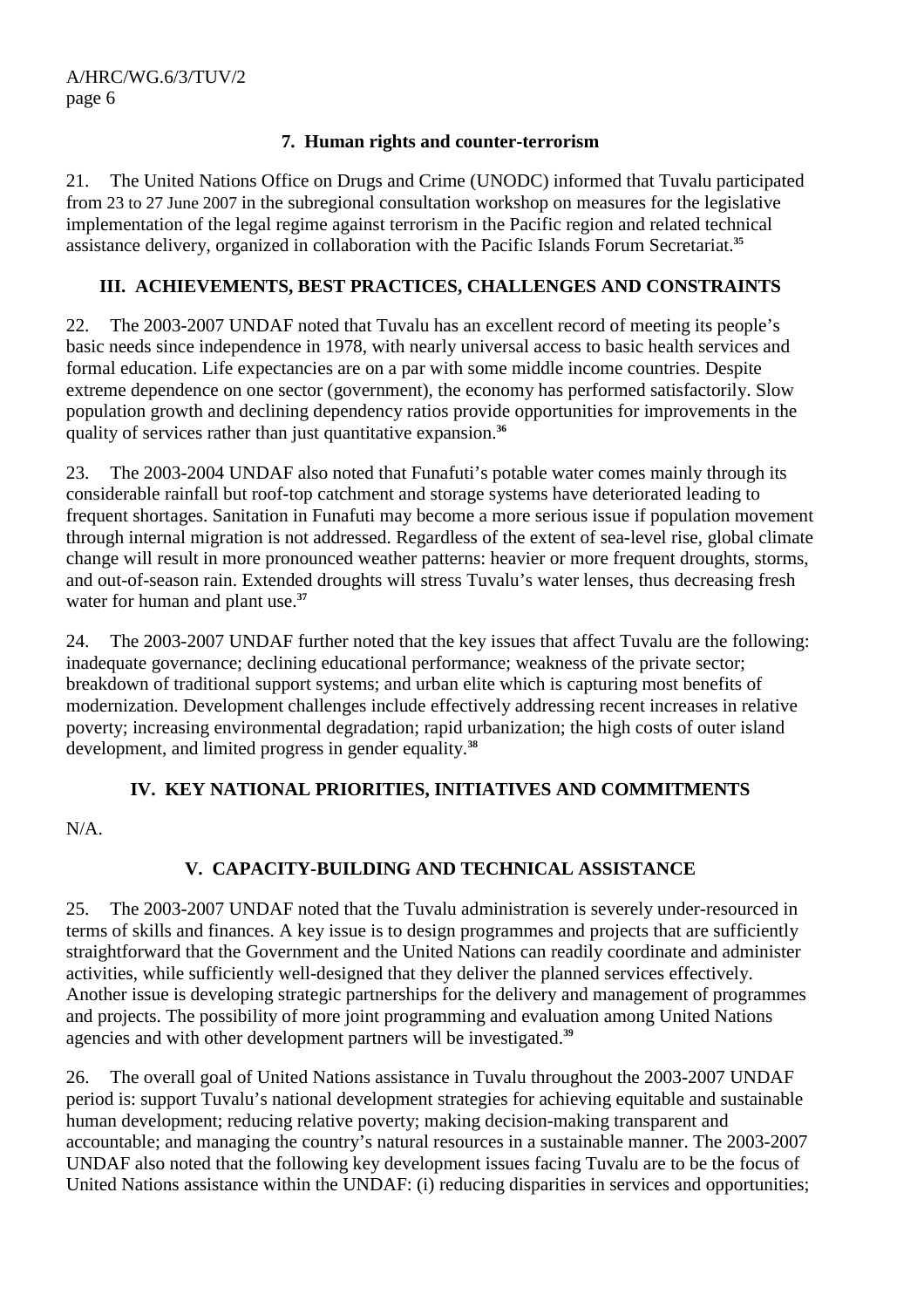### 7. Human rights and counter-terrorism

21. The United Nations Office on Drugs and Crime (UNODC) informed that Tuvalu participated from 23 to 27 June 2007 in the subregional consultation workshop on measures for the legislative implementation of the legal regime against terrorism in the Pacific region and related technical assistance delivery, organized in collaboration with the Pacific Islands Forum Secretariat.[35]

## III. ACHIEVEMENTS, BEST PRACTICES, CHALLENGES AND CONSTRAINTS

22. The 2003-2007 UNDAF noted that Tuvalu has an excellent record of meeting its people's basic needs since independence in 1978, with nearly universal access to basic health services and formal education. Life expectancies are on a par with some middle income countries. Despite extreme dependence on one sector (government), the economy has performed satisfactorily. Slow population growth and declining dependency ratios provide opportunities for improvements in the quality of services rather than just quantitative expansion.[36]

23. The 2003-2004 UNDAF also noted that Funafuti's potable water comes mainly through its considerable rainfall but roof-top catchment and storage systems have deteriorated leading to frequent shortages. Sanitation in Funafuti may become a more serious issue if population movement through internal migration is not addressed. Regardless of the extent of sea-level rise, global climate change will result in more pronounced weather patterns: heavier or more frequent droughts, storms, and out-of-season rain. Extended droughts will stress Tuvalu's water lenses, thus decreasing fresh water for human and plant use.[37]

24. The 2003-2007 UNDAF further noted that the key issues that affect Tuvalu are the following: inadequate governance; declining educational performance; weakness of the private sector; breakdown of traditional support systems; and urban elite which is capturing most benefits of modernization. Development challenges include effectively addressing recent increases in relative poverty; increasing environmental degradation; rapid urbanization; the high costs of outer island development, and limited progress in gender equality.[38]

## IV. KEY NATIONAL PRIORITIES, INITIATIVES AND COMMITMENTS

N/A.

## V. CAPACITY-BUILDING AND TECHNICAL ASSISTANCE

25. The 2003-2007 UNDAF noted that the Tuvalu administration is severely under-resourced in terms of skills and finances. A key issue is to design programmes and projects that are sufficiently straightforward that the Government and the United Nations can readily coordinate and administer activities, while sufficiently well-designed that they deliver the planned services effectively. Another issue is developing strategic partnerships for the delivery and management of programmes and projects. The possibility of more joint programming and evaluation among United Nations agencies and with other development partners will be investigated.[39]

26. The overall goal of United Nations assistance in Tuvalu throughout the 2003-2007 UNDAF period is: support Tuvalu's national development strategies for achieving equitable and sustainable human development; reducing relative poverty; making decision-making transparent and accountable; and managing the country's natural resources in a sustainable manner. The 2003-2007 UNDAF also noted that the following key development issues facing Tuvalu are to be the focus of United Nations assistance within the UNDAF: (i) reducing disparities in services and opportunities;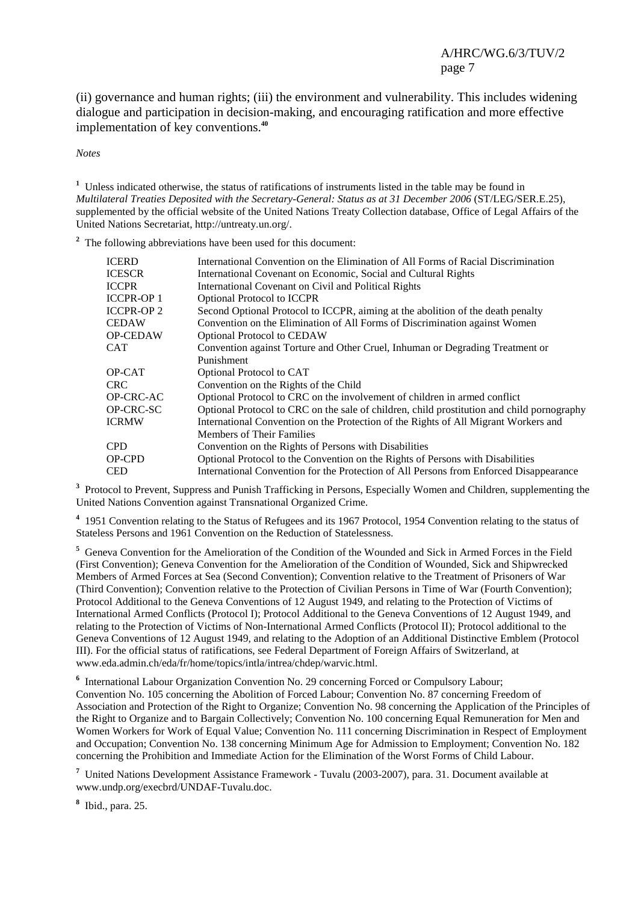(ii) governance and human rights; (iii) the environment and vulnerability. This includes widening dialogue and participation in decision-making, and encouraging ratification and more effective implementation of key conventions.[40]

*Notes*

[1] Unless indicated otherwise, the status of ratifications of instruments listed in the table may be found in *Multilateral Treaties Deposited with the Secretary-General: Status as at 31 December 2006* (ST/LEG/SER.E.25), supplemented by the official website of the United Nations Treaty Collection database, Office of Legal Affairs of the United Nations Secretariat, http://untreaty.un.org/.

[2] The following abbreviations have been used for this document:

| | |
|---|---|
| ICERD | International Convention on the Elimination of All Forms of Racial Discrimination |
| ICESCR | International Covenant on Economic, Social and Cultural Rights |
| ICCPR | International Covenant on Civil and Political Rights |
| ICCPR-OP 1 | Optional Protocol to ICCPR |
| ICCPR-OP 2 | Second Optional Protocol to ICCPR, aiming at the abolition of the death penalty |
| CEDAW | Convention on the Elimination of All Forms of Discrimination against Women |
| OP-CEDAW | Optional Protocol to CEDAW |
| CAT | Convention against Torture and Other Cruel, Inhuman or Degrading Treatment or Punishment |
| OP-CAT | Optional Protocol to CAT |
| CRC | Convention on the Rights of the Child |
| OP-CRC-AC | Optional Protocol to CRC on the involvement of children in armed conflict |
| OP-CRC-SC | Optional Protocol to CRC on the sale of children, child prostitution and child pornography |
| ICRMW | International Convention on the Protection of the Rights of All Migrant Workers and Members of Their Families |
| CPD | Convention on the Rights of Persons with Disabilities |
| OP-CPD | Optional Protocol to the Convention on the Rights of Persons with Disabilities |
| CED | International Convention for the Protection of All Persons from Enforced Disappearance |

[3] Protocol to Prevent, Suppress and Punish Trafficking in Persons, Especially Women and Children, supplementing the United Nations Convention against Transnational Organized Crime.

[4] 1951 Convention relating to the Status of Refugees and its 1967 Protocol, 1954 Convention relating to the status of Stateless Persons and 1961 Convention on the Reduction of Statelessness.

[5] Geneva Convention for the Amelioration of the Condition of the Wounded and Sick in Armed Forces in the Field (First Convention); Geneva Convention for the Amelioration of the Condition of Wounded, Sick and Shipwrecked Members of Armed Forces at Sea (Second Convention); Convention relative to the Treatment of Prisoners of War (Third Convention); Convention relative to the Protection of Civilian Persons in Time of War (Fourth Convention); Protocol Additional to the Geneva Conventions of 12 August 1949, and relating to the Protection of Victims of International Armed Conflicts (Protocol I); Protocol Additional to the Geneva Conventions of 12 August 1949, and relating to the Protection of Victims of Non-International Armed Conflicts (Protocol II); Protocol additional to the Geneva Conventions of 12 August 1949, and relating to the Adoption of an Additional Distinctive Emblem (Protocol III). For the official status of ratifications, see Federal Department of Foreign Affairs of Switzerland, at www.eda.admin.ch/eda/fr/home/topics/intla/intrea/chdep/warvic.html.

[6] International Labour Organization Convention No. 29 concerning Forced or Compulsory Labour; Convention No. 105 concerning the Abolition of Forced Labour; Convention No. 87 concerning Freedom of Association and Protection of the Right to Organize; Convention No. 98 concerning the Application of the Principles of the Right to Organize and to Bargain Collectively; Convention No. 100 concerning Equal Remuneration for Men and Women Workers for Work of Equal Value; Convention No. 111 concerning Discrimination in Respect of Employment and Occupation; Convention No. 138 concerning Minimum Age for Admission to Employment; Convention No. 182 concerning the Prohibition and Immediate Action for the Elimination of the Worst Forms of Child Labour.

[7] United Nations Development Assistance Framework - Tuvalu (2003-2007), para. 31. Document available at www.undp.org/execbrd/UNDAF-Tuvalu.doc.

[8] Ibid., para. 25.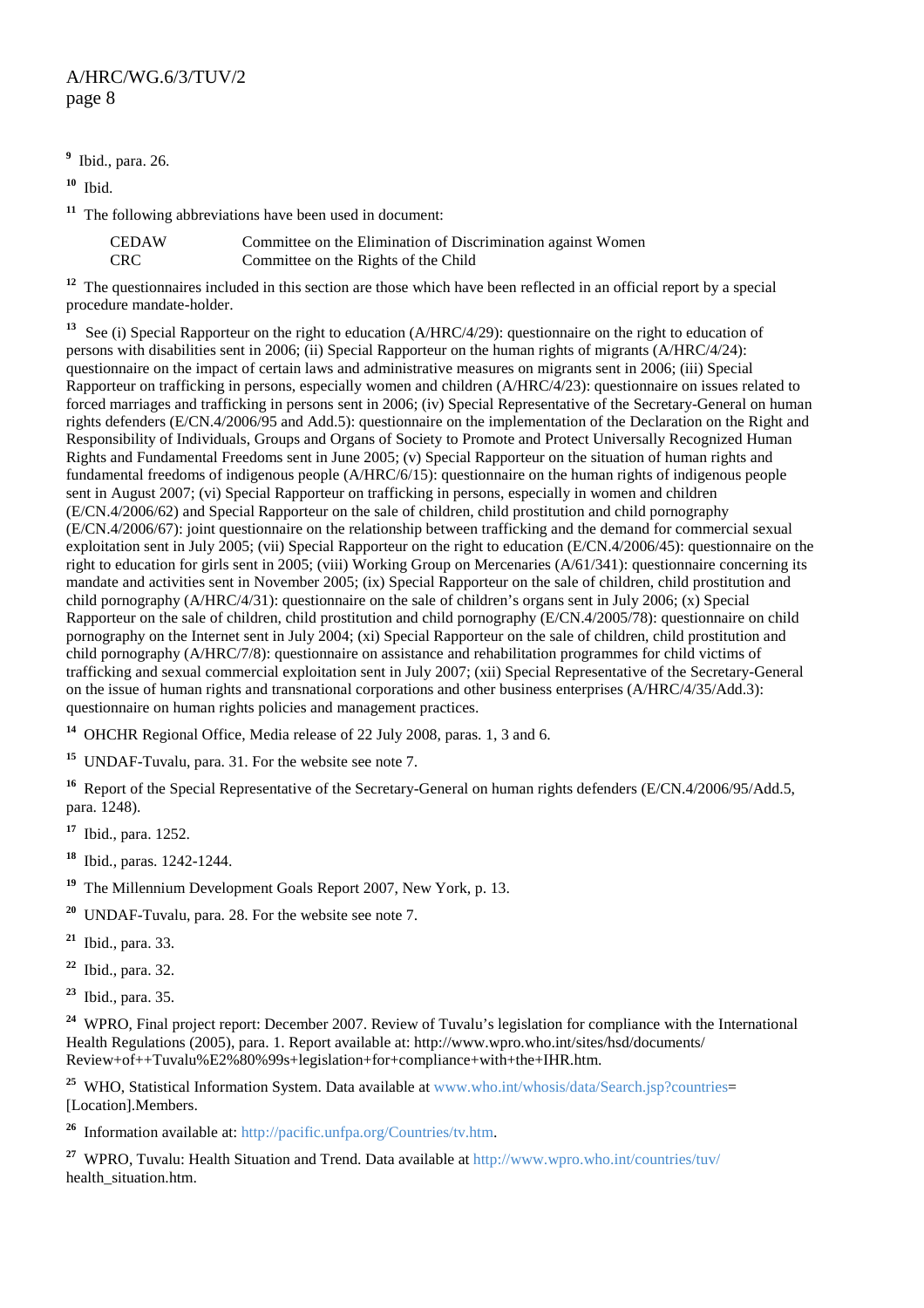[9] Ibid., para. 26.

[10] Ibid.

[11] The following abbreviations have been used in document:

| | |
|---|---|
| CEDAW | Committee on the Elimination of Discrimination against Women |
| CRC | Committee on the Rights of the Child |

[12] The questionnaires included in this section are those which have been reflected in an official report by a special procedure mandate-holder.

[13] See (i) Special Rapporteur on the right to education (A/HRC/4/29): questionnaire on the right to education of persons with disabilities sent in 2006; (ii) Special Rapporteur on the human rights of migrants (A/HRC/4/24): questionnaire on the impact of certain laws and administrative measures on migrants sent in 2006; (iii) Special Rapporteur on trafficking in persons, especially women and children (A/HRC/4/23): questionnaire on issues related to forced marriages and trafficking in persons sent in 2006; (iv) Special Representative of the Secretary-General on human rights defenders (E/CN.4/2006/95 and Add.5): questionnaire on the implementation of the Declaration on the Right and Responsibility of Individuals, Groups and Organs of Society to Promote and Protect Universally Recognized Human Rights and Fundamental Freedoms sent in June 2005; (v) Special Rapporteur on the situation of human rights and fundamental freedoms of indigenous people (A/HRC/6/15): questionnaire on the human rights of indigenous people sent in August 2007; (vi) Special Rapporteur on trafficking in persons, especially in women and children (E/CN.4/2006/62) and Special Rapporteur on the sale of children, child prostitution and child pornography (E/CN.4/2006/67): joint questionnaire on the relationship between trafficking and the demand for commercial sexual exploitation sent in July 2005; (vii) Special Rapporteur on the right to education (E/CN.4/2006/45): questionnaire on the right to education for girls sent in 2005; (viii) Working Group on Mercenaries (A/61/341): questionnaire concerning its mandate and activities sent in November 2005; (ix) Special Rapporteur on the sale of children, child prostitution and child pornography (A/HRC/4/31): questionnaire on the sale of children's organs sent in July 2006; (x) Special Rapporteur on the sale of children, child prostitution and child pornography (E/CN.4/2005/78): questionnaire on child pornography on the Internet sent in July 2004; (xi) Special Rapporteur on the sale of children, child prostitution and child pornography (A/HRC/7/8): questionnaire on assistance and rehabilitation programmes for child victims of trafficking and sexual commercial exploitation sent in July 2007; (xii) Special Representative of the Secretary-General on the issue of human rights and transnational corporations and other business enterprises (A/HRC/4/35/Add.3): questionnaire on human rights policies and management practices.

[14] OHCHR Regional Office, Media release of 22 July 2008, paras. 1, 3 and 6.

[15] UNDAF-Tuvalu, para. 31. For the website see note 7.

[16] Report of the Special Representative of the Secretary-General on human rights defenders (E/CN.4/2006/95/Add.5, para. 1248).

[17] Ibid., para. 1252.

[18] Ibid., paras. 1242-1244.

[19] The Millennium Development Goals Report 2007, New York, p. 13.

[20] UNDAF-Tuvalu, para. 28. For the website see note 7.

[21] Ibid., para. 33.

[22] Ibid., para. 32.

[23] Ibid., para. 35.

[24] WPRO, Final project report: December 2007. Review of Tuvalu's legislation for compliance with the International Health Regulations (2005), para. 1. Report available at: http://www.wpro.who.int/sites/hsd/documents/Review+of++Tuvalu%E2%80%99s+legislation+for+compliance+with+the+IHR.htm.

[25] WHO, Statistical Information System. Data available at www.who.int/whosis/data/Search.jsp?countries=[Location].Members.

[26] Information available at: http://pacific.unfpa.org/Countries/tv.htm.

[27] WPRO, Tuvalu: Health Situation and Trend. Data available at http://www.wpro.who.int/countries/tuv/health_situation.htm.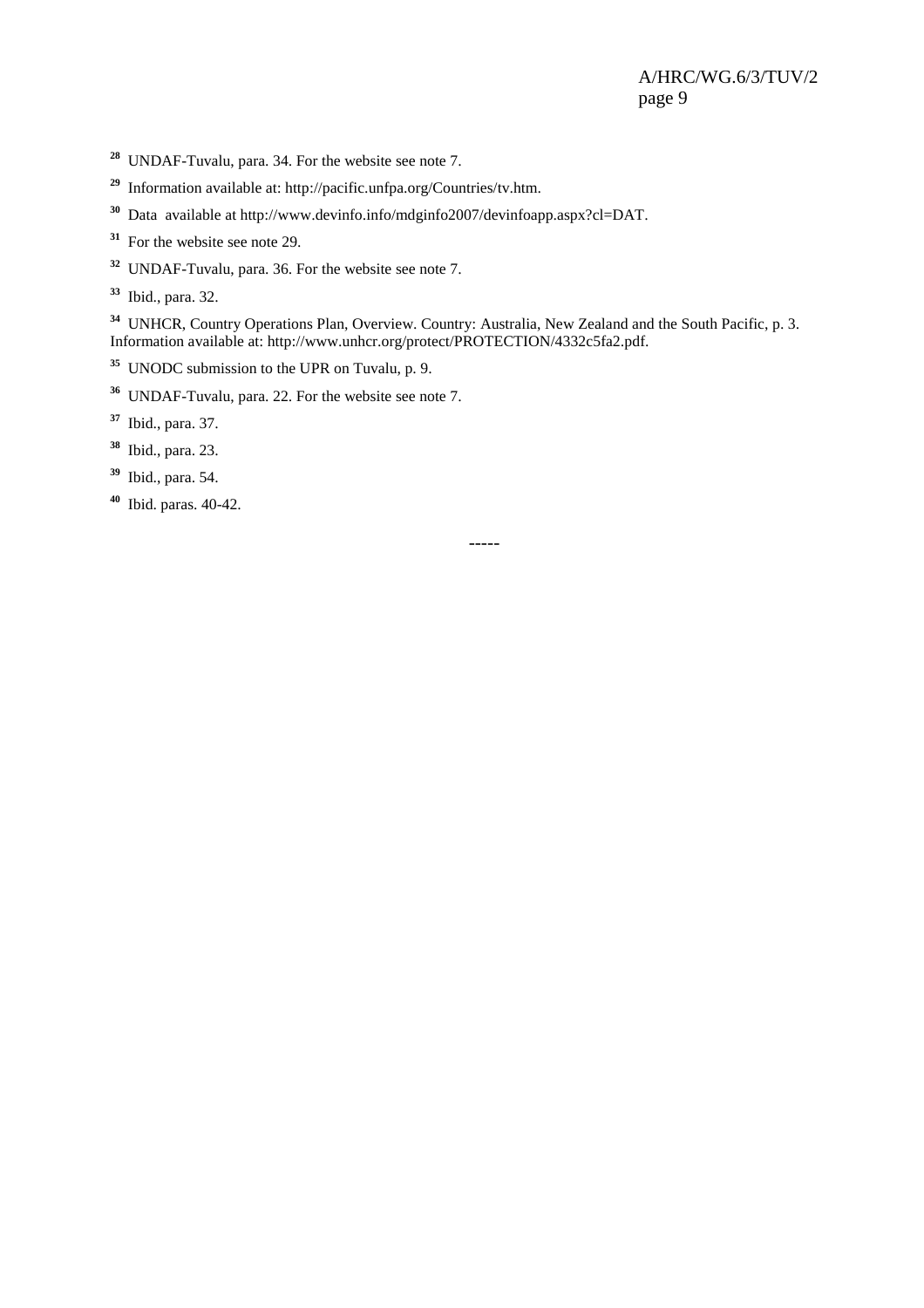[28] UNDAF-Tuvalu, para. 34. For the website see note 7.

[29] Information available at: http://pacific.unfpa.org/Countries/tv.htm.

[30] Data available at http://www.devinfo.info/mdginfo2007/devinfoapp.aspx?cl=DAT.

[31] For the website see note 29.

[32] UNDAF-Tuvalu, para. 36. For the website see note 7.

[33] Ibid., para. 32.

[34] UNHCR, Country Operations Plan, Overview. Country: Australia, New Zealand and the South Pacific, p. 3. Information available at: http://www.unhcr.org/protect/PROTECTION/4332c5fa2.pdf.

[35] UNODC submission to the UPR on Tuvalu, p. 9.

[36] UNDAF-Tuvalu, para. 22. For the website see note 7.

[37] Ibid., para. 37.

[38] Ibid., para. 23.

[39] Ibid., para. 54.

[40] Ibid. paras. 40-42.

-----